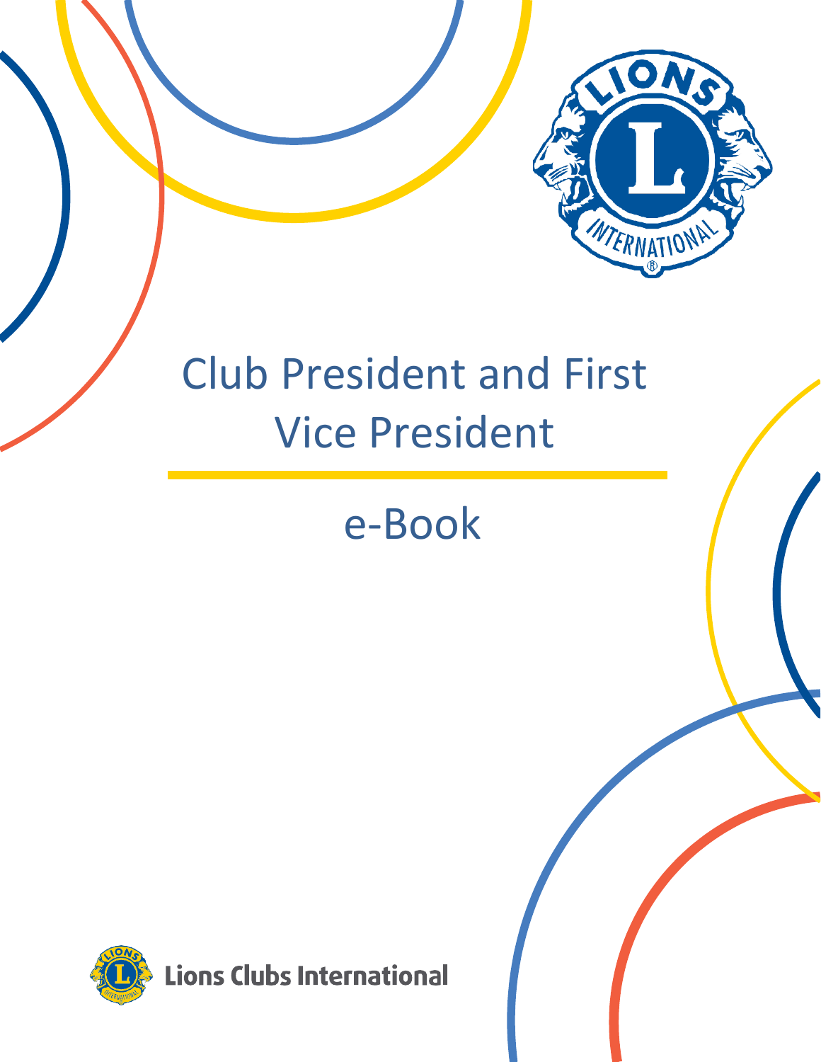# Club President and First Vice President

## e-Book

Lions Clubs International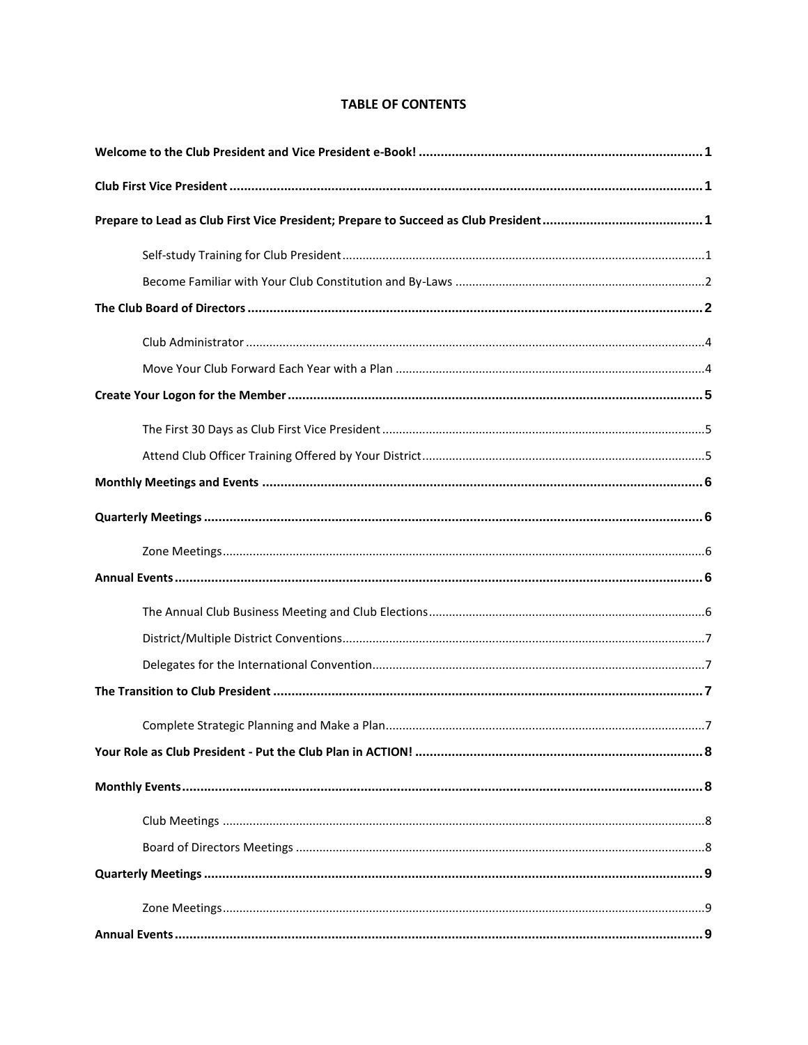# TABLE OF CONTENTS

**Welcome to the Club President and Vice President e-Book! .......... 1**

**Club First Vice President .......... 1**

**Prepare to Lead as Club First Vice President; Prepare to Succeed as Club President .......... 1**

- Self-study Training for Club President .......... 1
- Become Familiar with Your Club Constitution and By-Laws .......... 2

**The Club Board of Directors .......... 2**

- Club Administrator .......... 4
- Move Your Club Forward Each Year with a Plan .......... 4

**Create Your Logon for the Member .......... 5**

- The First 30 Days as Club First Vice President .......... 5
- Attend Club Officer Training Offered by Your District .......... 5

**Monthly Meetings and Events .......... 6**

**Quarterly Meetings .......... 6**

- Zone Meetings .......... 6

**Annual Events .......... 6**

- The Annual Club Business Meeting and Club Elections .......... 6
- District/Multiple District Conventions .......... 7
- Delegates for the International Convention .......... 7

**The Transition to Club President .......... 7**

- Complete Strategic Planning and Make a Plan .......... 7

**Your Role as Club President - Put the Club Plan in ACTION! .......... 8**

**Monthly Events .......... 8**

- Club Meetings .......... 8
- Board of Directors Meetings .......... 8

**Quarterly Meetings .......... 9**

- Zone Meetings .......... 9

**Annual Events .......... 9**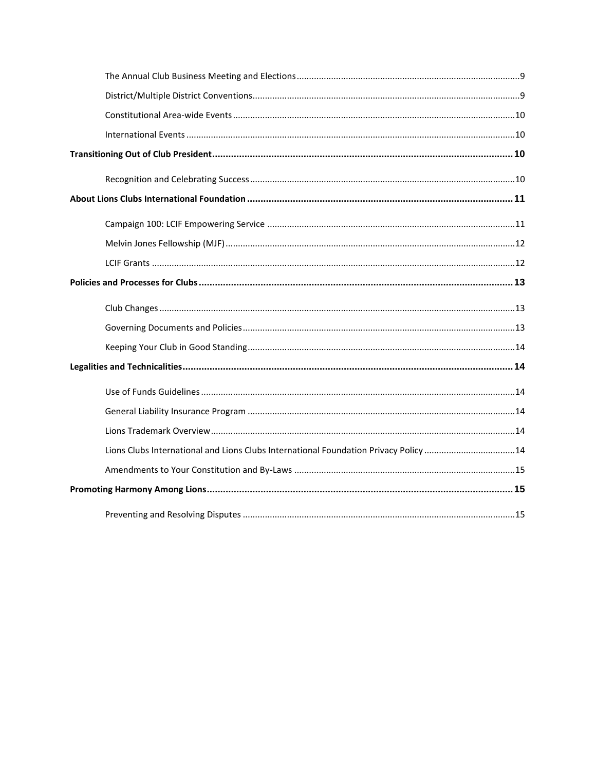The Annual Club Business Meeting and Elections .......... 9
District/Multiple District Conventions .......... 9
Constitutional Area-wide Events .......... 10
International Events .......... 10

**Transitioning Out of Club President .......... 10**

Recognition and Celebrating Success .......... 10

**About Lions Clubs International Foundation .......... 11**

Campaign 100: LCIF Empowering Service .......... 11
Melvin Jones Fellowship (MJF) .......... 12
LCIF Grants .......... 12

**Policies and Processes for Clubs .......... 13**

Club Changes .......... 13
Governing Documents and Policies .......... 13
Keeping Your Club in Good Standing .......... 14

**Legalities and Technicalities .......... 14**

Use of Funds Guidelines .......... 14
General Liability Insurance Program .......... 14
Lions Trademark Overview .......... 14
Lions Clubs International and Lions Clubs International Foundation Privacy Policy .......... 14
Amendments to Your Constitution and By-Laws .......... 15

**Promoting Harmony Among Lions .......... 15**

Preventing and Resolving Disputes .......... 15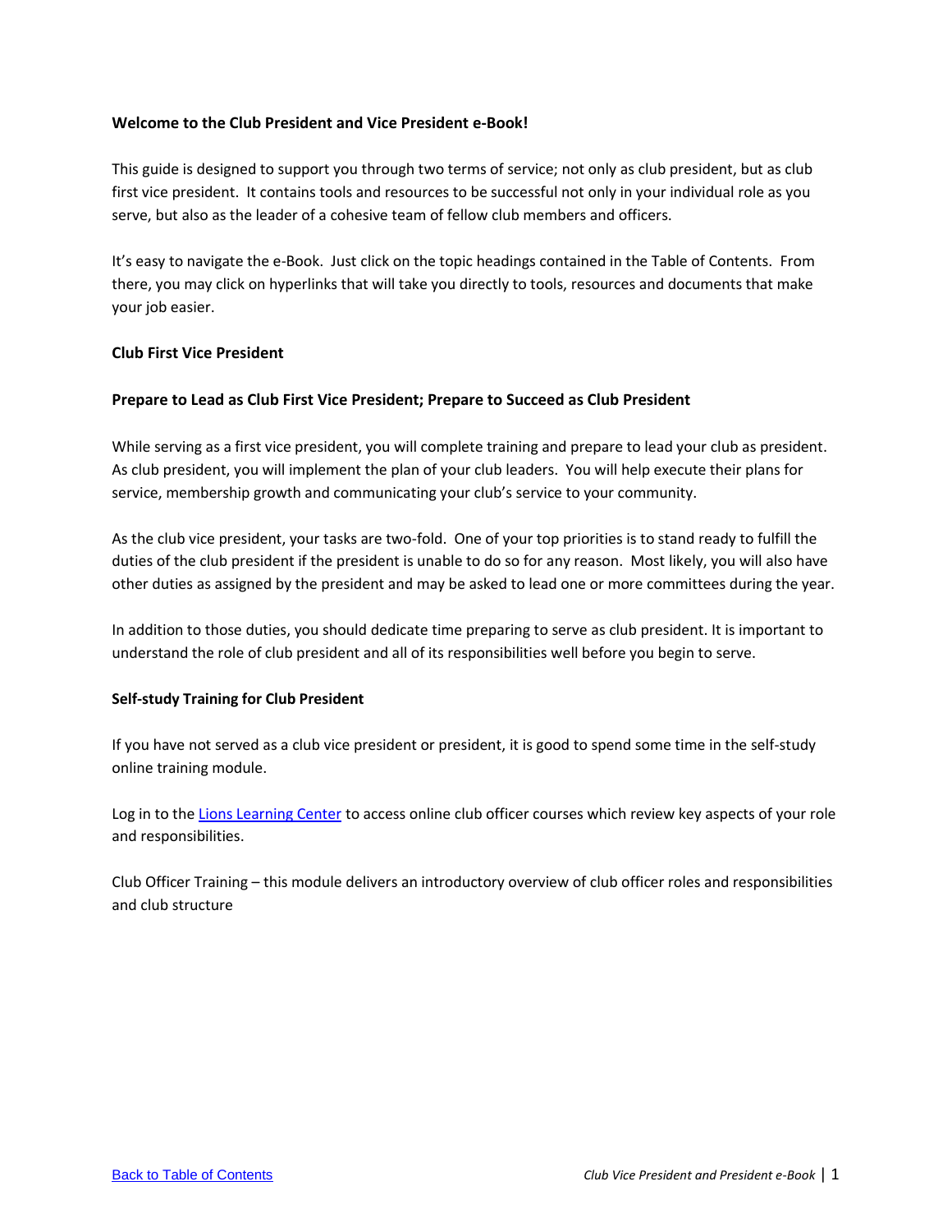**Welcome to the Club President and Vice President e-Book!**

This guide is designed to support you through two terms of service; not only as club president, but as club first vice president. It contains tools and resources to be successful not only in your individual role as you serve, but also as the leader of a cohesive team of fellow club members and officers.

It's easy to navigate the e-Book. Just click on the topic headings contained in the Table of Contents. From there, you may click on hyperlinks that will take you directly to tools, resources and documents that make your job easier.

**Club First Vice President**

**Prepare to Lead as Club First Vice President; Prepare to Succeed as Club President**

While serving as a first vice president, you will complete training and prepare to lead your club as president. As club president, you will implement the plan of your club leaders. You will help execute their plans for service, membership growth and communicating your club's service to your community.

As the club vice president, your tasks are two-fold. One of your top priorities is to stand ready to fulfill the duties of the club president if the president is unable to do so for any reason. Most likely, you will also have other duties as assigned by the president and may be asked to lead one or more committees during the year.

In addition to those duties, you should dedicate time preparing to serve as club president. It is important to understand the role of club president and all of its responsibilities well before you begin to serve.

**Self-study Training for Club President**

If you have not served as a club vice president or president, it is good to spend some time in the self-study online training module.

Log in to the Lions Learning Center to access online club officer courses which review key aspects of your role and responsibilities.

Club Officer Training – this module delivers an introductory overview of club officer roles and responsibilities and club structure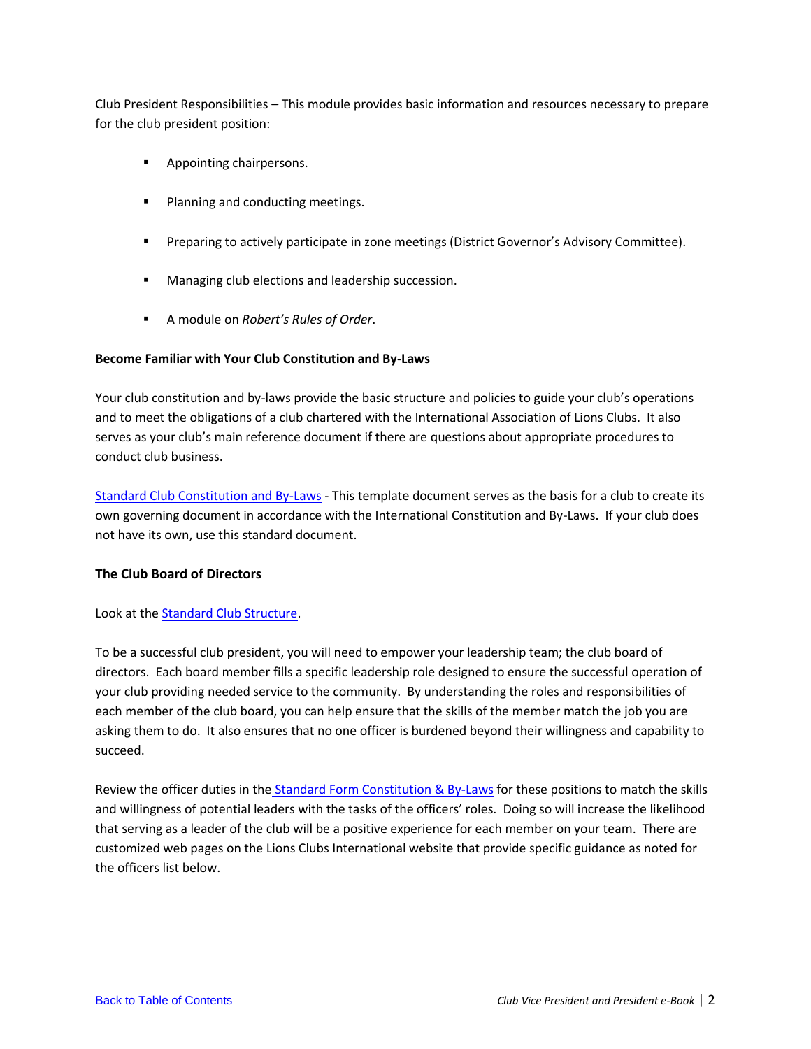Club President Responsibilities – This module provides basic information and resources necessary to prepare for the club president position:

- Appointing chairpersons.
- Planning and conducting meetings.
- Preparing to actively participate in zone meetings (District Governor's Advisory Committee).
- Managing club elections and leadership succession.
- A module on *Robert's Rules of Order*.

**Become Familiar with Your Club Constitution and By-Laws**

Your club constitution and by-laws provide the basic structure and policies to guide your club's operations and to meet the obligations of a club chartered with the International Association of Lions Clubs. It also serves as your club's main reference document if there are questions about appropriate procedures to conduct club business.

Standard Club Constitution and By-Laws - This template document serves as the basis for a club to create its own governing document in accordance with the International Constitution and By-Laws. If your club does not have its own, use this standard document.

**The Club Board of Directors**

Look at the Standard Club Structure.

To be a successful club president, you will need to empower your leadership team; the club board of directors. Each board member fills a specific leadership role designed to ensure the successful operation of your club providing needed service to the community. By understanding the roles and responsibilities of each member of the club board, you can help ensure that the skills of the member match the job you are asking them to do. It also ensures that no one officer is burdened beyond their willingness and capability to succeed.

Review the officer duties in the Standard Form Constitution & By-Laws for these positions to match the skills and willingness of potential leaders with the tasks of the officers' roles. Doing so will increase the likelihood that serving as a leader of the club will be a positive experience for each member on your team. There are customized web pages on the Lions Clubs International website that provide specific guidance as noted for the officers list below.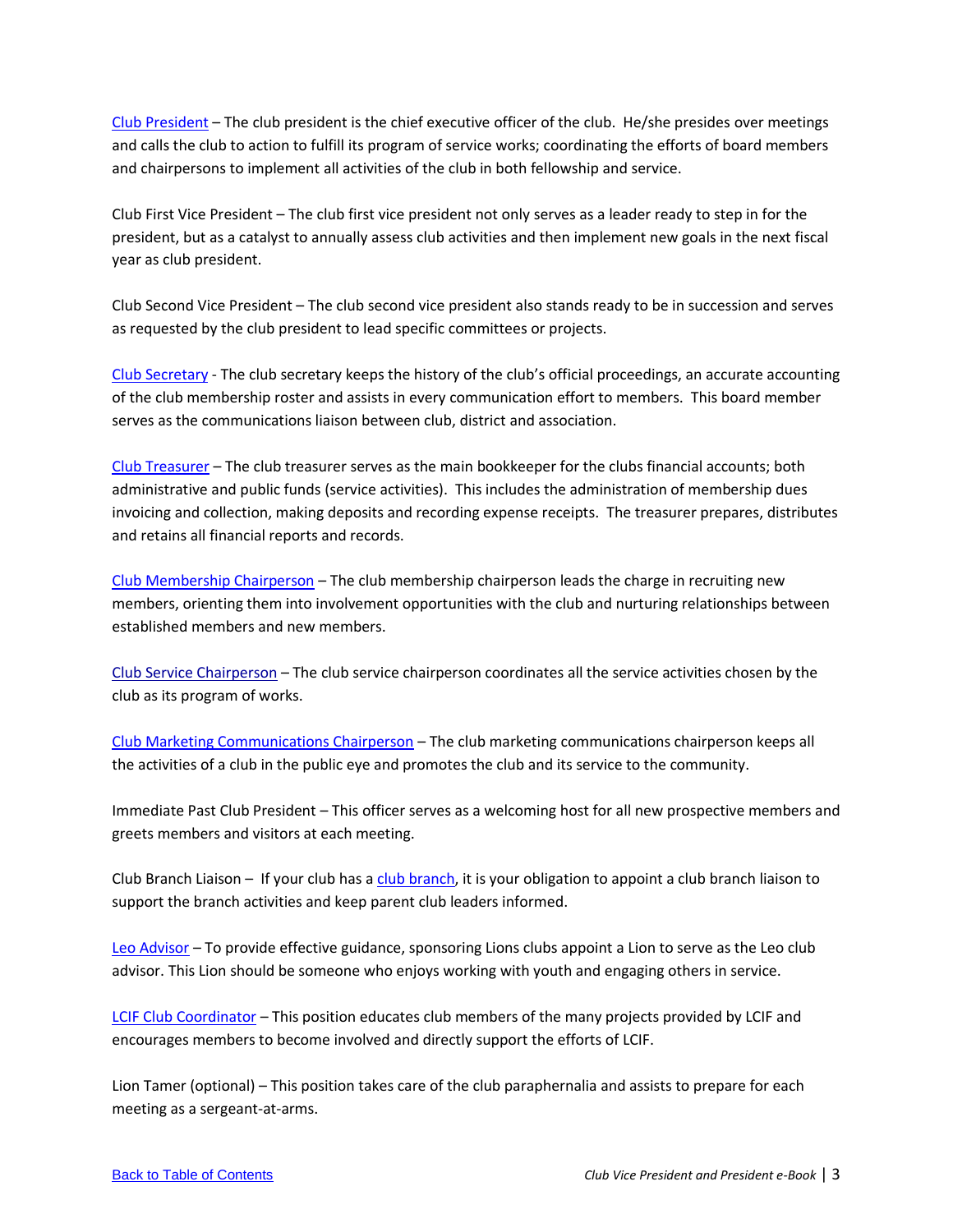Club President – The club president is the chief executive officer of the club. He/she presides over meetings and calls the club to action to fulfill its program of service works; coordinating the efforts of board members and chairpersons to implement all activities of the club in both fellowship and service.

Club First Vice President – The club first vice president not only serves as a leader ready to step in for the president, but as a catalyst to annually assess club activities and then implement new goals in the next fiscal year as club president.

Club Second Vice President – The club second vice president also stands ready to be in succession and serves as requested by the club president to lead specific committees or projects.

Club Secretary - The club secretary keeps the history of the club's official proceedings, an accurate accounting of the club membership roster and assists in every communication effort to members. This board member serves as the communications liaison between club, district and association.

Club Treasurer – The club treasurer serves as the main bookkeeper for the clubs financial accounts; both administrative and public funds (service activities). This includes the administration of membership dues invoicing and collection, making deposits and recording expense receipts. The treasurer prepares, distributes and retains all financial reports and records.

Club Membership Chairperson – The club membership chairperson leads the charge in recruiting new members, orienting them into involvement opportunities with the club and nurturing relationships between established members and new members.

Club Service Chairperson – The club service chairperson coordinates all the service activities chosen by the club as its program of works.

Club Marketing Communications Chairperson – The club marketing communications chairperson keeps all the activities of a club in the public eye and promotes the club and its service to the community.

Immediate Past Club President – This officer serves as a welcoming host for all new prospective members and greets members and visitors at each meeting.

Club Branch Liaison – If your club has a club branch, it is your obligation to appoint a club branch liaison to support the branch activities and keep parent club leaders informed.

Leo Advisor – To provide effective guidance, sponsoring Lions clubs appoint a Lion to serve as the Leo club advisor. This Lion should be someone who enjoys working with youth and engaging others in service.

LCIF Club Coordinator – This position educates club members of the many projects provided by LCIF and encourages members to become involved and directly support the efforts of LCIF.

Lion Tamer (optional) – This position takes care of the club paraphernalia and assists to prepare for each meeting as a sergeant-at-arms.

Back to Table of Contents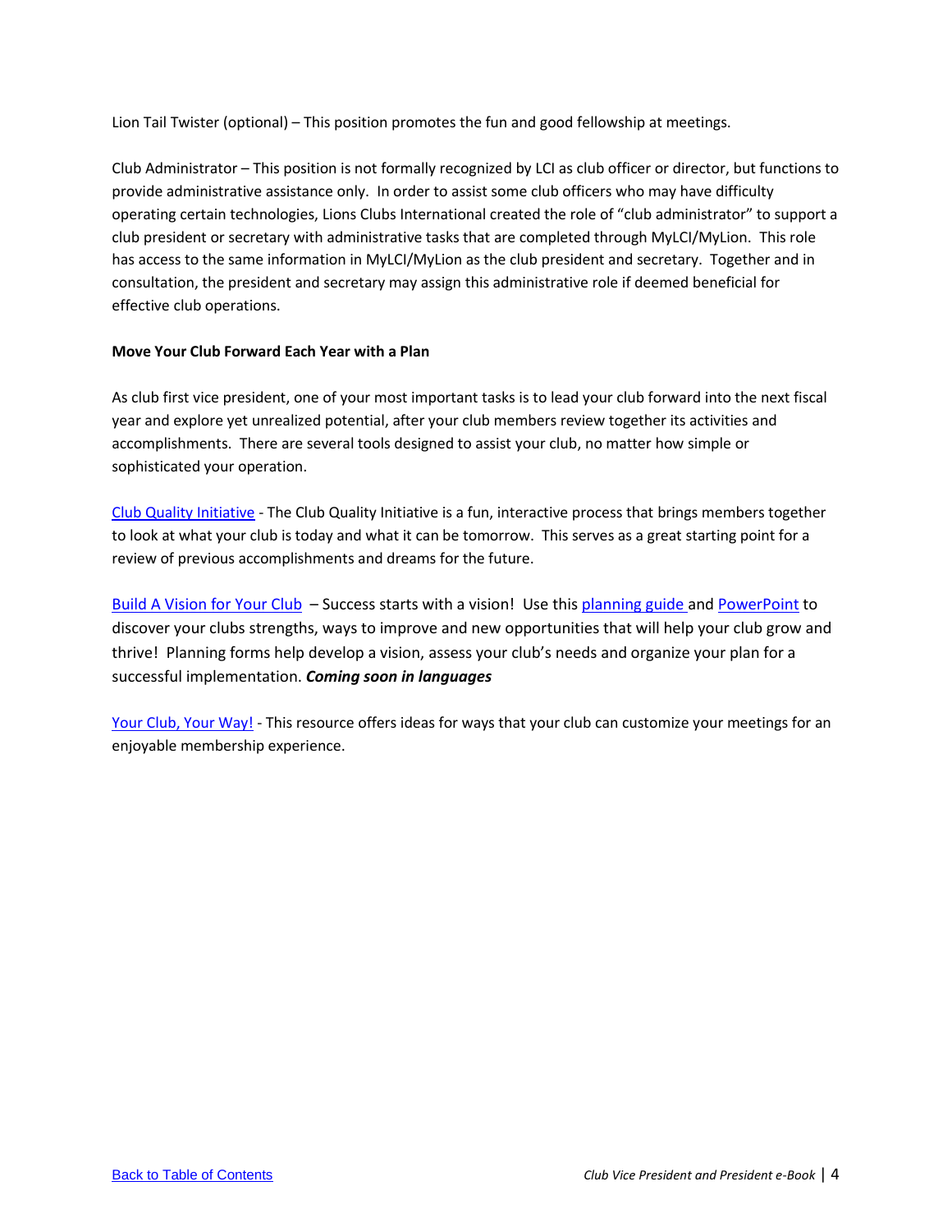Lion Tail Twister (optional) – This position promotes the fun and good fellowship at meetings.

Club Administrator – This position is not formally recognized by LCI as club officer or director, but functions to provide administrative assistance only. In order to assist some club officers who may have difficulty operating certain technologies, Lions Clubs International created the role of "club administrator" to support a club president or secretary with administrative tasks that are completed through MyLCI/MyLion. This role has access to the same information in MyLCI/MyLion as the club president and secretary. Together and in consultation, the president and secretary may assign this administrative role if deemed beneficial for effective club operations.

**Move Your Club Forward Each Year with a Plan**

As club first vice president, one of your most important tasks is to lead your club forward into the next fiscal year and explore yet unrealized potential, after your club members review together its activities and accomplishments. There are several tools designed to assist your club, no matter how simple or sophisticated your operation.

Club Quality Initiative - The Club Quality Initiative is a fun, interactive process that brings members together to look at what your club is today and what it can be tomorrow. This serves as a great starting point for a review of previous accomplishments and dreams for the future.

Build A Vision for Your Club – Success starts with a vision! Use this planning guide and PowerPoint to discover your clubs strengths, ways to improve and new opportunities that will help your club grow and thrive! Planning forms help develop a vision, assess your club's needs and organize your plan for a successful implementation. ***Coming soon in languages***

Your Club, Your Way! - This resource offers ideas for ways that your club can customize your meetings for an enjoyable membership experience.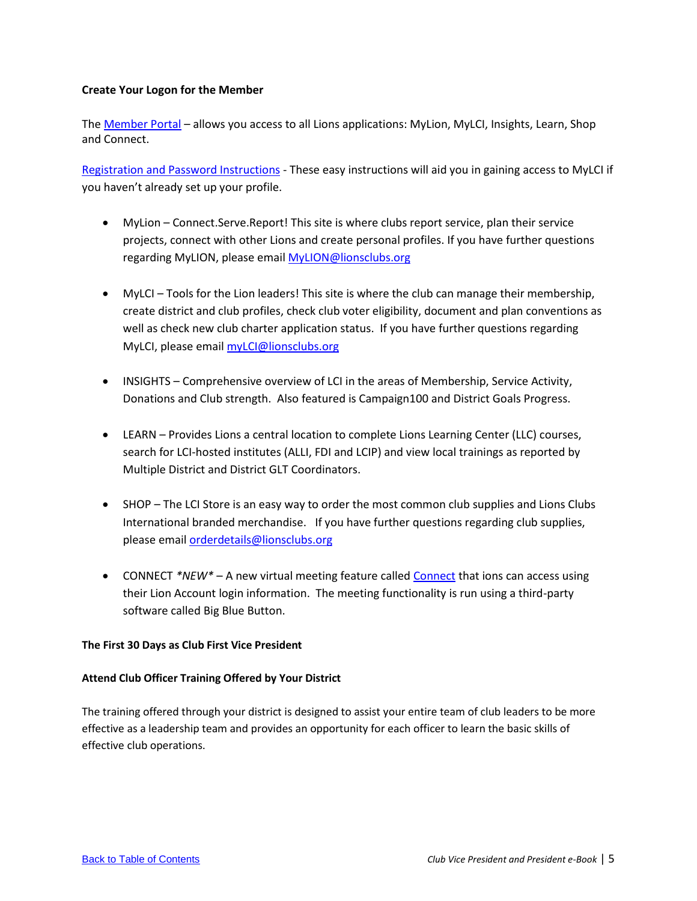**Create Your Logon for the Member**

The [Member Portal]() – allows you access to all Lions applications: MyLion, MyLCI, Insights, Learn, Shop and Connect.

[Registration and Password Instructions]() - These easy instructions will aid you in gaining access to MyLCI if you haven't already set up your profile.

- MyLion – Connect.Serve.Report! This site is where clubs report service, plan their service projects, connect with other Lions and create personal profiles. If you have further questions regarding MyLION, please email MyLION@lionsclubs.org
- MyLCI – Tools for the Lion leaders! This site is where the club can manage their membership, create district and club profiles, check club voter eligibility, document and plan conventions as well as check new club charter application status. If you have further questions regarding MyLCI, please email myLCI@lionsclubs.org
- INSIGHTS – Comprehensive overview of LCI in the areas of Membership, Service Activity, Donations and Club strength. Also featured is Campaign100 and District Goals Progress.
- LEARN – Provides Lions a central location to complete Lions Learning Center (LLC) courses, search for LCI-hosted institutes (ALLI, FDI and LCIP) and view local trainings as reported by Multiple District and District GLT Coordinators.
- SHOP – The LCI Store is an easy way to order the most common club supplies and Lions Clubs International branded merchandise. If you have further questions regarding club supplies, please email orderdetails@lionsclubs.org
- CONNECT *\*NEW\** – A new virtual meeting feature called [Connect]() that ions can access using their Lion Account login information. The meeting functionality is run using a third-party software called Big Blue Button.

**The First 30 Days as Club First Vice President**

**Attend Club Officer Training Offered by Your District**

The training offered through your district is designed to assist your entire team of club leaders to be more effective as a leadership team and provides an opportunity for each officer to learn the basic skills of effective club operations.

[Back to Table of Contents]()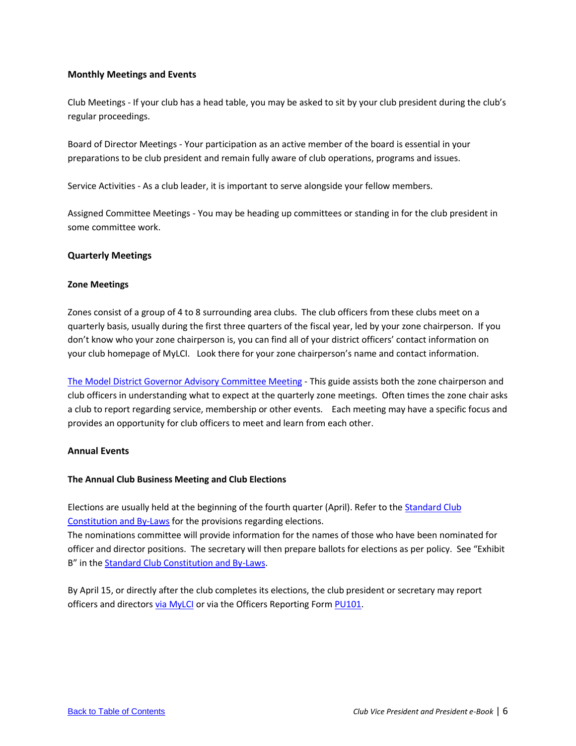### Monthly Meetings and Events

Club Meetings - If your club has a head table, you may be asked to sit by your club president during the club's regular proceedings.

Board of Director Meetings - Your participation as an active member of the board is essential in your preparations to be club president and remain fully aware of club operations, programs and issues.

Service Activities - As a club leader, it is important to serve alongside your fellow members.

Assigned Committee Meetings - You may be heading up committees or standing in for the club president in some committee work.

### Quarterly Meetings

#### Zone Meetings

Zones consist of a group of 4 to 8 surrounding area clubs. The club officers from these clubs meet on a quarterly basis, usually during the first three quarters of the fiscal year, led by your zone chairperson. If you don't know who your zone chairperson is, you can find all of your district officers' contact information on your club homepage of MyLCI. Look there for your zone chairperson's name and contact information.

The Model District Governor Advisory Committee Meeting - This guide assists both the zone chairperson and club officers in understanding what to expect at the quarterly zone meetings. Often times the zone chair asks a club to report regarding service, membership or other events. Each meeting may have a specific focus and provides an opportunity for club officers to meet and learn from each other.

### Annual Events

#### The Annual Club Business Meeting and Club Elections

Elections are usually held at the beginning of the fourth quarter (April). Refer to the Standard Club Constitution and By-Laws for the provisions regarding elections.
The nominations committee will provide information for the names of those who have been nominated for officer and director positions. The secretary will then prepare ballots for elections as per policy. See "Exhibit B" in the Standard Club Constitution and By-Laws.

By April 15, or directly after the club completes its elections, the club president or secretary may report officers and directors via MyLCI or via the Officers Reporting Form PU101.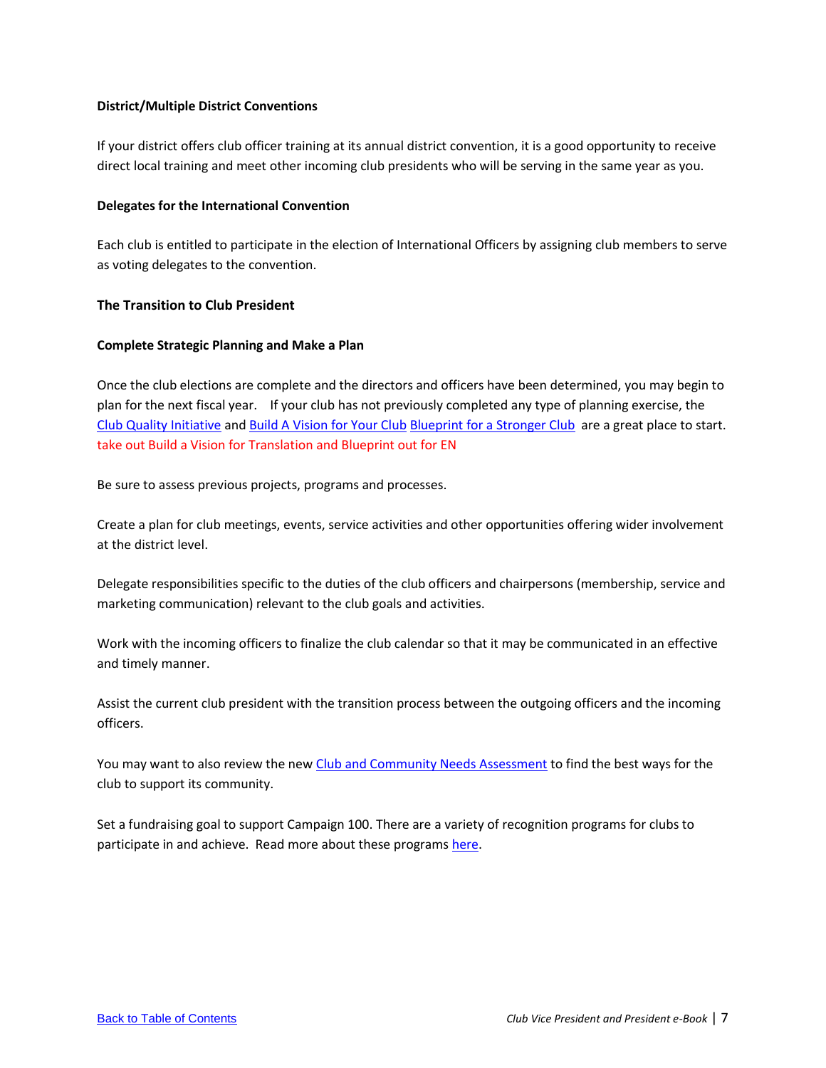**District/Multiple District Conventions**

If your district offers club officer training at its annual district convention, it is a good opportunity to receive direct local training and meet other incoming club presidents who will be serving in the same year as you.

**Delegates for the International Convention**

Each club is entitled to participate in the election of International Officers by assigning club members to serve as voting delegates to the convention.

**The Transition to Club President**

**Complete Strategic Planning and Make a Plan**

Once the club elections are complete and the directors and officers have been determined, you may begin to plan for the next fiscal year. If your club has not previously completed any type of planning exercise, the Club Quality Initiative and Build A Vision for Your Club Blueprint for a Stronger Club are a great place to start. take out Build a Vision for Translation and Blueprint out for EN

Be sure to assess previous projects, programs and processes.

Create a plan for club meetings, events, service activities and other opportunities offering wider involvement at the district level.

Delegate responsibilities specific to the duties of the club officers and chairpersons (membership, service and marketing communication) relevant to the club goals and activities.

Work with the incoming officers to finalize the club calendar so that it may be communicated in an effective and timely manner.

Assist the current club president with the transition process between the outgoing officers and the incoming officers.

You may want to also review the new Club and Community Needs Assessment to find the best ways for the club to support its community.

Set a fundraising goal to support Campaign 100. There are a variety of recognition programs for clubs to participate in and achieve. Read more about these programs here.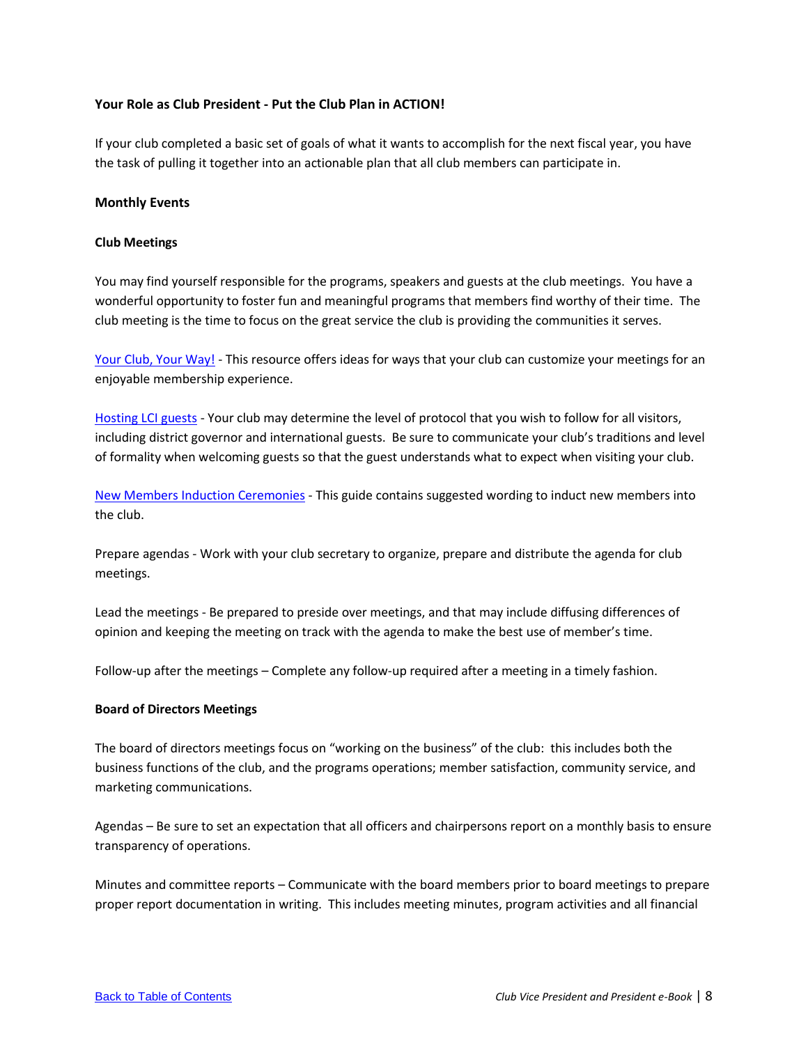**Your Role as Club President - Put the Club Plan in ACTION!**

If your club completed a basic set of goals of what it wants to accomplish for the next fiscal year, you have the task of pulling it together into an actionable plan that all club members can participate in.

**Monthly Events**

**Club Meetings**

You may find yourself responsible for the programs, speakers and guests at the club meetings. You have a wonderful opportunity to foster fun and meaningful programs that members find worthy of their time. The club meeting is the time to focus on the great service the club is providing the communities it serves.

Your Club, Your Way! - This resource offers ideas for ways that your club can customize your meetings for an enjoyable membership experience.

Hosting LCI guests - Your club may determine the level of protocol that you wish to follow for all visitors, including district governor and international guests. Be sure to communicate your club's traditions and level of formality when welcoming guests so that the guest understands what to expect when visiting your club.

New Members Induction Ceremonies - This guide contains suggested wording to induct new members into the club.

Prepare agendas - Work with your club secretary to organize, prepare and distribute the agenda for club meetings.

Lead the meetings - Be prepared to preside over meetings, and that may include diffusing differences of opinion and keeping the meeting on track with the agenda to make the best use of member's time.

Follow-up after the meetings – Complete any follow-up required after a meeting in a timely fashion.

**Board of Directors Meetings**

The board of directors meetings focus on "working on the business" of the club: this includes both the business functions of the club, and the programs operations; member satisfaction, community service, and marketing communications.

Agendas – Be sure to set an expectation that all officers and chairpersons report on a monthly basis to ensure transparency of operations.

Minutes and committee reports – Communicate with the board members prior to board meetings to prepare proper report documentation in writing. This includes meeting minutes, program activities and all financial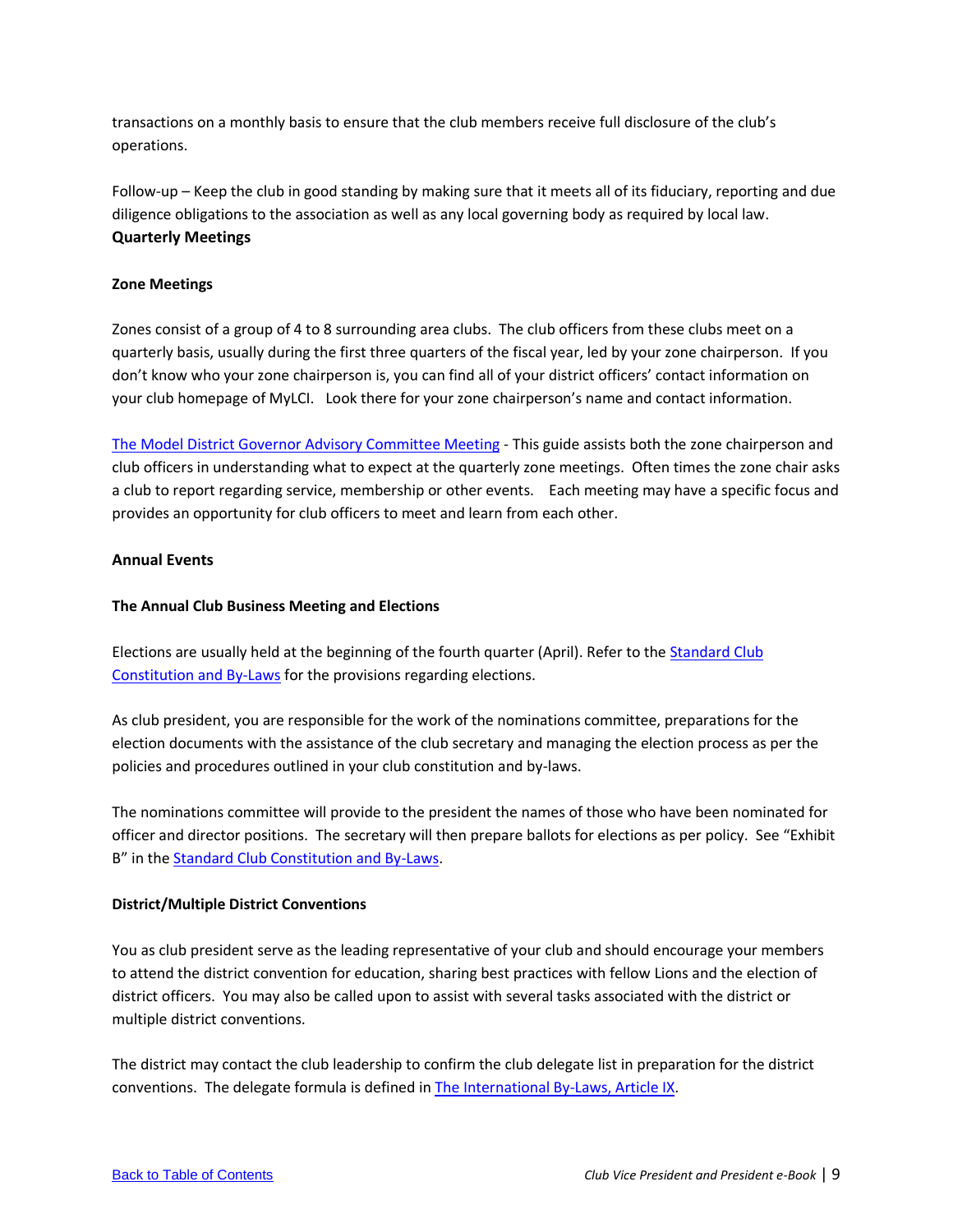transactions on a monthly basis to ensure that the club members receive full disclosure of the club's operations.

Follow-up – Keep the club in good standing by making sure that it meets all of its fiduciary, reporting and due diligence obligations to the association as well as any local governing body as required by local law.

**Quarterly Meetings**

**Zone Meetings**

Zones consist of a group of 4 to 8 surrounding area clubs. The club officers from these clubs meet on a quarterly basis, usually during the first three quarters of the fiscal year, led by your zone chairperson. If you don't know who your zone chairperson is, you can find all of your district officers' contact information on your club homepage of MyLCI. Look there for your zone chairperson's name and contact information.

The Model District Governor Advisory Committee Meeting - This guide assists both the zone chairperson and club officers in understanding what to expect at the quarterly zone meetings. Often times the zone chair asks a club to report regarding service, membership or other events. Each meeting may have a specific focus and provides an opportunity for club officers to meet and learn from each other.

**Annual Events**

**The Annual Club Business Meeting and Elections**

Elections are usually held at the beginning of the fourth quarter (April). Refer to the Standard Club Constitution and By-Laws for the provisions regarding elections.

As club president, you are responsible for the work of the nominations committee, preparations for the election documents with the assistance of the club secretary and managing the election process as per the policies and procedures outlined in your club constitution and by-laws.

The nominations committee will provide to the president the names of those who have been nominated for officer and director positions. The secretary will then prepare ballots for elections as per policy. See "Exhibit B" in the Standard Club Constitution and By-Laws.

**District/Multiple District Conventions**

You as club president serve as the leading representative of your club and should encourage your members to attend the district convention for education, sharing best practices with fellow Lions and the election of district officers. You may also be called upon to assist with several tasks associated with the district or multiple district conventions.

The district may contact the club leadership to confirm the club delegate list in preparation for the district conventions. The delegate formula is defined in The International By-Laws, Article IX.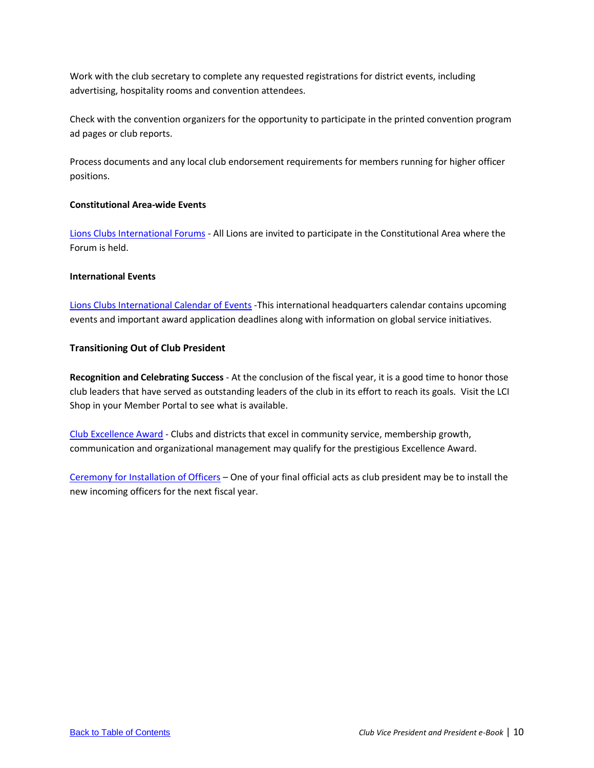Work with the club secretary to complete any requested registrations for district events, including advertising, hospitality rooms and convention attendees.

Check with the convention organizers for the opportunity to participate in the printed convention program ad pages or club reports.

Process documents and any local club endorsement requirements for members running for higher officer positions.

**Constitutional Area-wide Events**

Lions Clubs International Forums - All Lions are invited to participate in the Constitutional Area where the Forum is held.

**International Events**

Lions Clubs International Calendar of Events -This international headquarters calendar contains upcoming events and important award application deadlines along with information on global service initiatives.

**Transitioning Out of Club President**

**Recognition and Celebrating Success** - At the conclusion of the fiscal year, it is a good time to honor those club leaders that have served as outstanding leaders of the club in its effort to reach its goals. Visit the LCI Shop in your Member Portal to see what is available.

Club Excellence Award - Clubs and districts that excel in community service, membership growth, communication and organizational management may qualify for the prestigious Excellence Award.

Ceremony for Installation of Officers – One of your final official acts as club president may be to install the new incoming officers for the next fiscal year.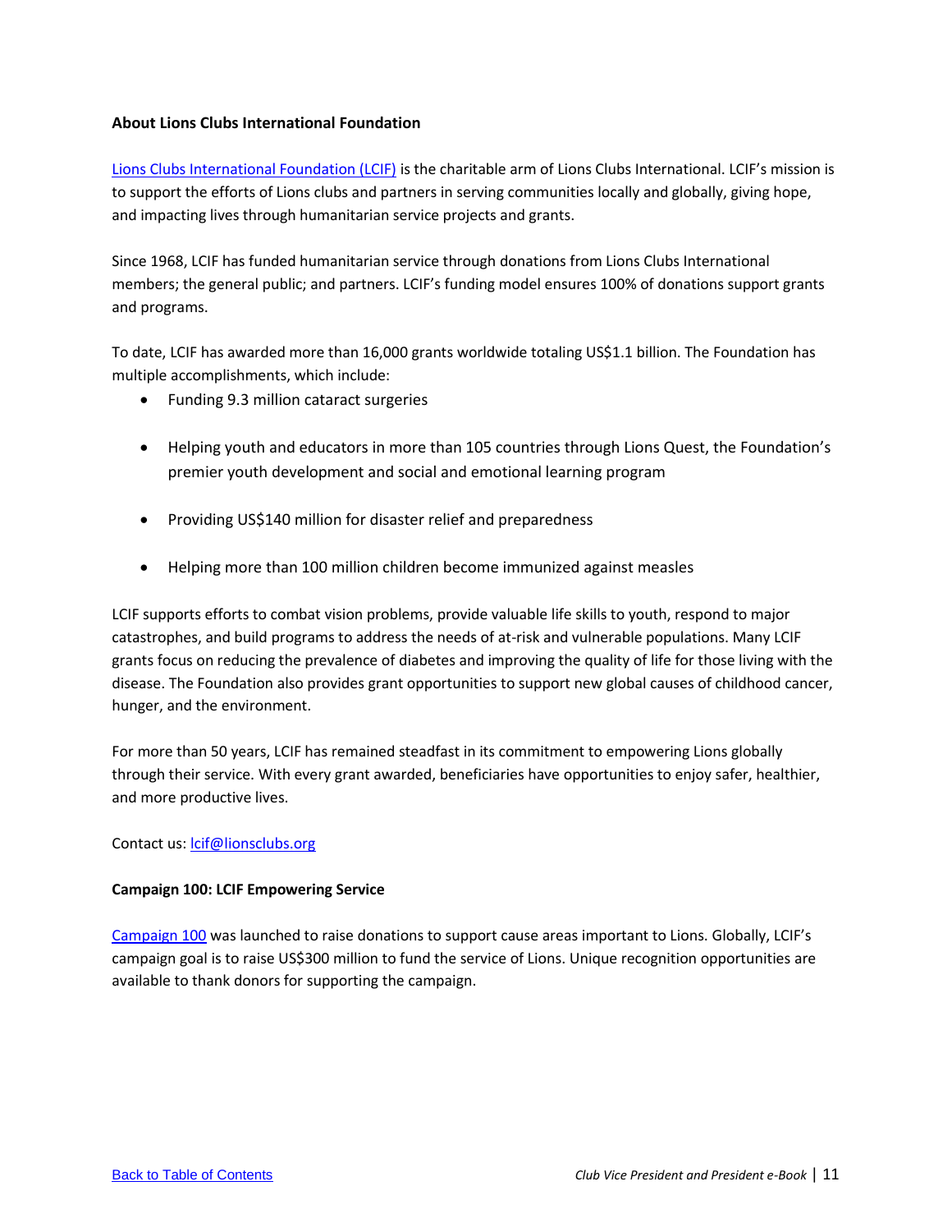**About Lions Clubs International Foundation**

Lions Clubs International Foundation (LCIF) is the charitable arm of Lions Clubs International. LCIF's mission is to support the efforts of Lions clubs and partners in serving communities locally and globally, giving hope, and impacting lives through humanitarian service projects and grants.

Since 1968, LCIF has funded humanitarian service through donations from Lions Clubs International members; the general public; and partners. LCIF's funding model ensures 100% of donations support grants and programs.

To date, LCIF has awarded more than 16,000 grants worldwide totaling US$1.1 billion. The Foundation has multiple accomplishments, which include:

- Funding 9.3 million cataract surgeries
- Helping youth and educators in more than 105 countries through Lions Quest, the Foundation's premier youth development and social and emotional learning program
- Providing US$140 million for disaster relief and preparedness
- Helping more than 100 million children become immunized against measles

LCIF supports efforts to combat vision problems, provide valuable life skills to youth, respond to major catastrophes, and build programs to address the needs of at-risk and vulnerable populations. Many LCIF grants focus on reducing the prevalence of diabetes and improving the quality of life for those living with the disease. The Foundation also provides grant opportunities to support new global causes of childhood cancer, hunger, and the environment.

For more than 50 years, LCIF has remained steadfast in its commitment to empowering Lions globally through their service. With every grant awarded, beneficiaries have opportunities to enjoy safer, healthier, and more productive lives.

Contact us: lcif@lionsclubs.org

**Campaign 100: LCIF Empowering Service**

Campaign 100 was launched to raise donations to support cause areas important to Lions. Globally, LCIF's campaign goal is to raise US$300 million to fund the service of Lions. Unique recognition opportunities are available to thank donors for supporting the campaign.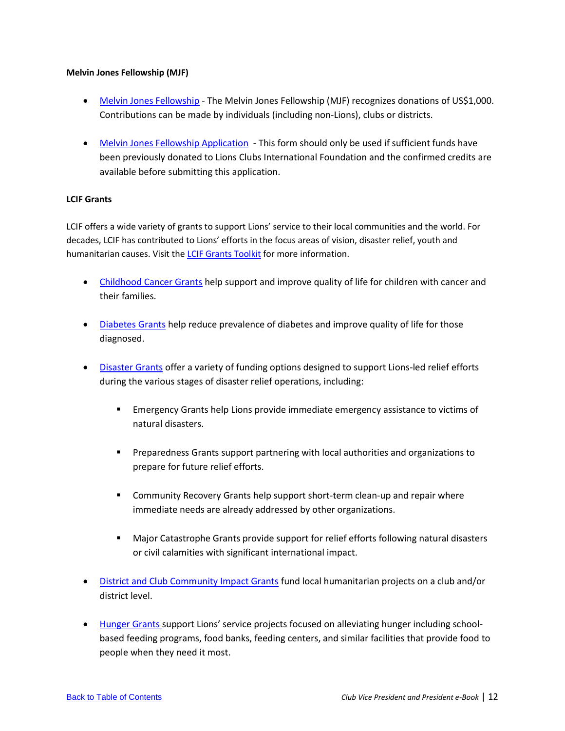**Melvin Jones Fellowship (MJF)**

- Melvin Jones Fellowship - The Melvin Jones Fellowship (MJF) recognizes donations of US$1,000. Contributions can be made by individuals (including non-Lions), clubs or districts.

- Melvin Jones Fellowship Application - This form should only be used if sufficient funds have been previously donated to Lions Clubs International Foundation and the confirmed credits are available before submitting this application.

**LCIF Grants**

LCIF offers a wide variety of grants to support Lions' service to their local communities and the world. For decades, LCIF has contributed to Lions' efforts in the focus areas of vision, disaster relief, youth and humanitarian causes. Visit the LCIF Grants Toolkit for more information.

- Childhood Cancer Grants help support and improve quality of life for children with cancer and their families.

- Diabetes Grants help reduce prevalence of diabetes and improve quality of life for those diagnosed.

- Disaster Grants offer a variety of funding options designed to support Lions-led relief efforts during the various stages of disaster relief operations, including:

  - Emergency Grants help Lions provide immediate emergency assistance to victims of natural disasters.

  - Preparedness Grants support partnering with local authorities and organizations to prepare for future relief efforts.

  - Community Recovery Grants help support short-term clean-up and repair where immediate needs are already addressed by other organizations.

  - Major Catastrophe Grants provide support for relief efforts following natural disasters or civil calamities with significant international impact.

- District and Club Community Impact Grants fund local humanitarian projects on a club and/or district level.

- Hunger Grants support Lions' service projects focused on alleviating hunger including school-based feeding programs, food banks, feeding centers, and similar facilities that provide food to people when they need it most.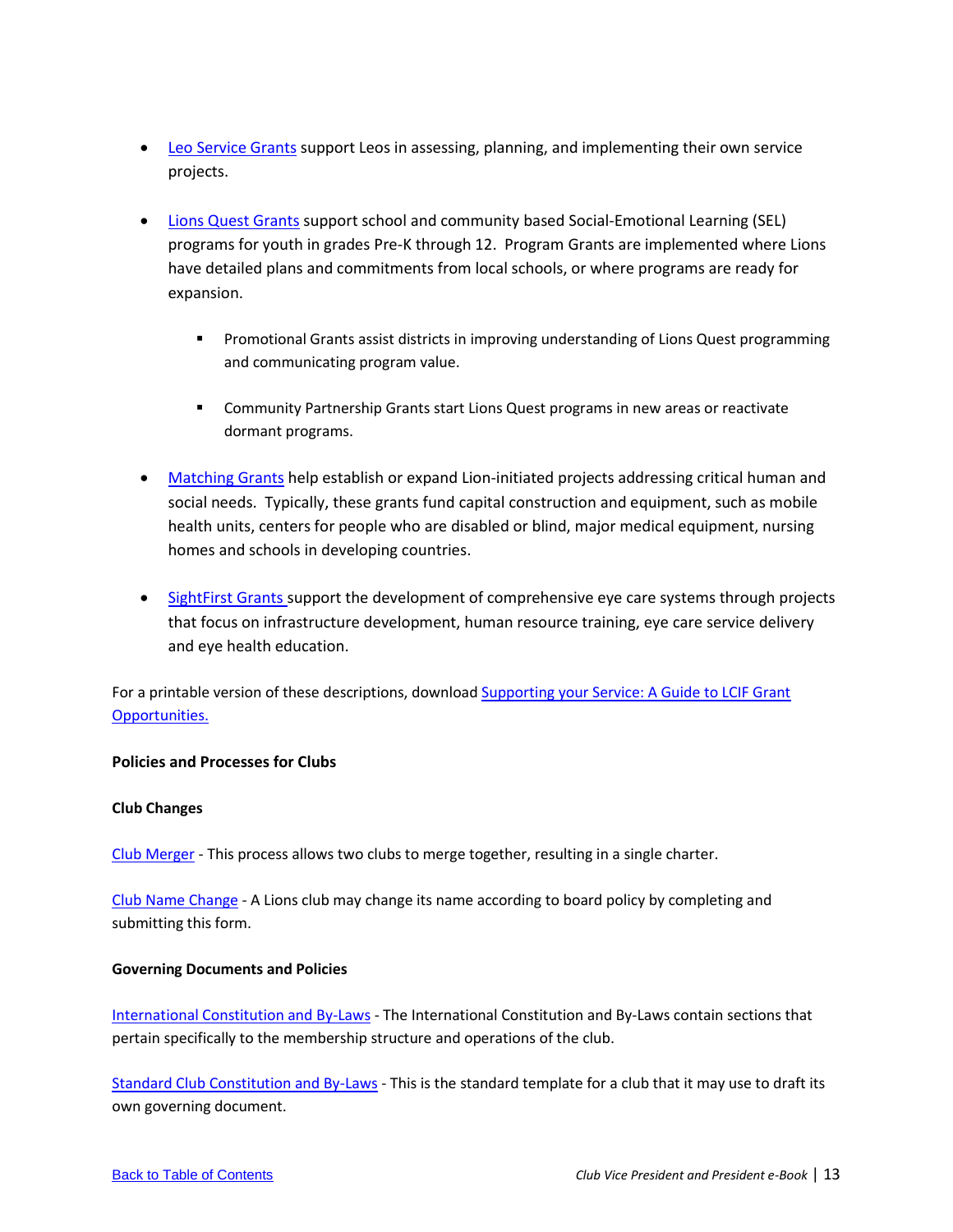- Leo Service Grants support Leos in assessing, planning, and implementing their own service projects.

- Lions Quest Grants support school and community based Social-Emotional Learning (SEL) programs for youth in grades Pre-K through 12. Program Grants are implemented where Lions have detailed plans and commitments from local schools, or where programs are ready for expansion.

  - Promotional Grants assist districts in improving understanding of Lions Quest programming and communicating program value.

  - Community Partnership Grants start Lions Quest programs in new areas or reactivate dormant programs.

- Matching Grants help establish or expand Lion-initiated projects addressing critical human and social needs. Typically, these grants fund capital construction and equipment, such as mobile health units, centers for people who are disabled or blind, major medical equipment, nursing homes and schools in developing countries.

- SightFirst Grants support the development of comprehensive eye care systems through projects that focus on infrastructure development, human resource training, eye care service delivery and eye health education.

For a printable version of these descriptions, download Supporting your Service: A Guide to LCIF Grant Opportunities.

**Policies and Processes for Clubs**

**Club Changes**

Club Merger - This process allows two clubs to merge together, resulting in a single charter.

Club Name Change - A Lions club may change its name according to board policy by completing and submitting this form.

**Governing Documents and Policies**

International Constitution and By-Laws - The International Constitution and By-Laws contain sections that pertain specifically to the membership structure and operations of the club.

Standard Club Constitution and By-Laws - This is the standard template for a club that it may use to draft its own governing document.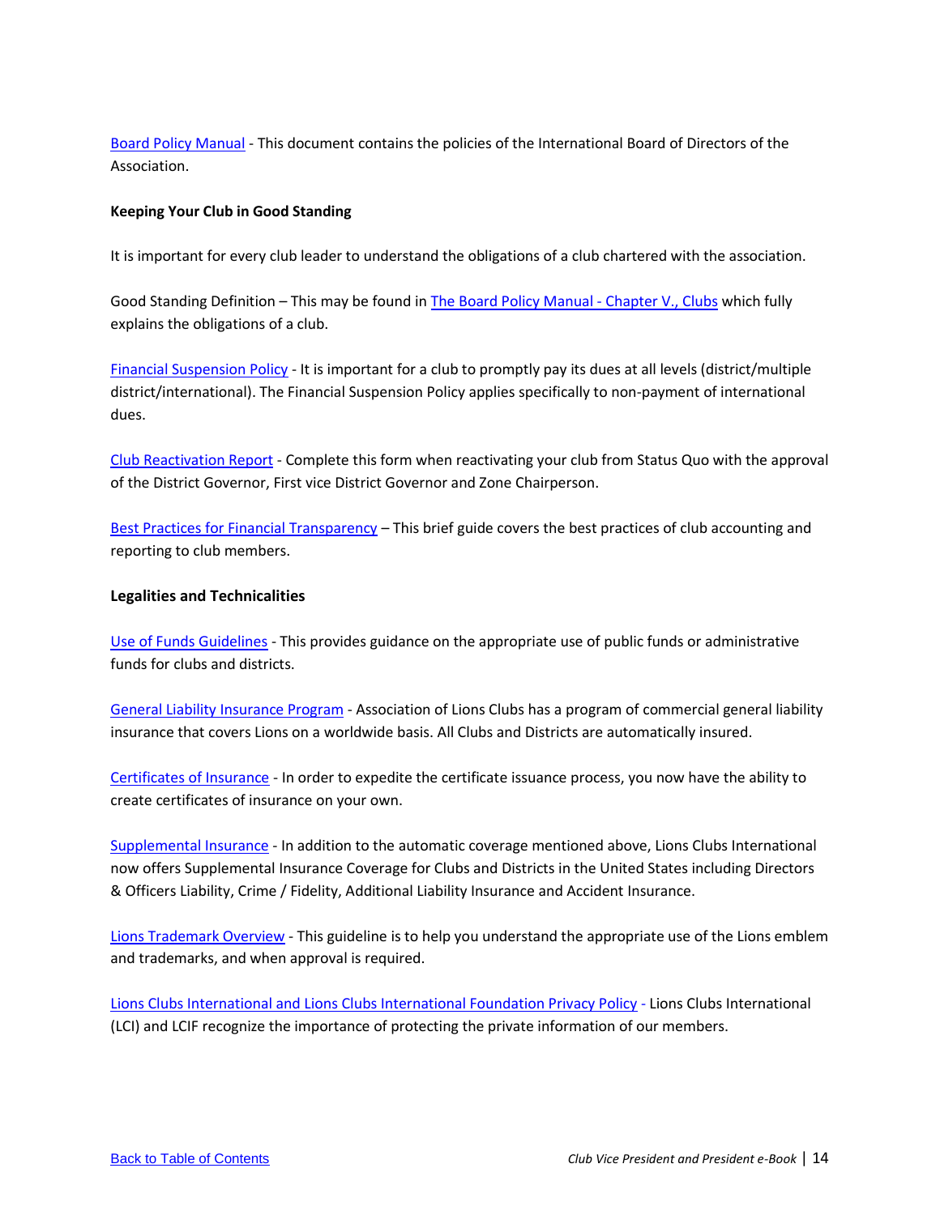Board Policy Manual - This document contains the policies of the International Board of Directors of the Association.

**Keeping Your Club in Good Standing**

It is important for every club leader to understand the obligations of a club chartered with the association.

Good Standing Definition – This may be found in The Board Policy Manual - Chapter V., Clubs which fully explains the obligations of a club.

Financial Suspension Policy - It is important for a club to promptly pay its dues at all levels (district/multiple district/international). The Financial Suspension Policy applies specifically to non-payment of international dues.

Club Reactivation Report - Complete this form when reactivating your club from Status Quo with the approval of the District Governor, First vice District Governor and Zone Chairperson.

Best Practices for Financial Transparency – This brief guide covers the best practices of club accounting and reporting to club members.

**Legalities and Technicalities**

Use of Funds Guidelines - This provides guidance on the appropriate use of public funds or administrative funds for clubs and districts.

General Liability Insurance Program - Association of Lions Clubs has a program of commercial general liability insurance that covers Lions on a worldwide basis. All Clubs and Districts are automatically insured.

Certificates of Insurance - In order to expedite the certificate issuance process, you now have the ability to create certificates of insurance on your own.

Supplemental Insurance - In addition to the automatic coverage mentioned above, Lions Clubs International now offers Supplemental Insurance Coverage for Clubs and Districts in the United States including Directors & Officers Liability, Crime / Fidelity, Additional Liability Insurance and Accident Insurance.

Lions Trademark Overview - This guideline is to help you understand the appropriate use of the Lions emblem and trademarks, and when approval is required.

Lions Clubs International and Lions Clubs International Foundation Privacy Policy - Lions Clubs International (LCI) and LCIF recognize the importance of protecting the private information of our members.

Back to Table of Contents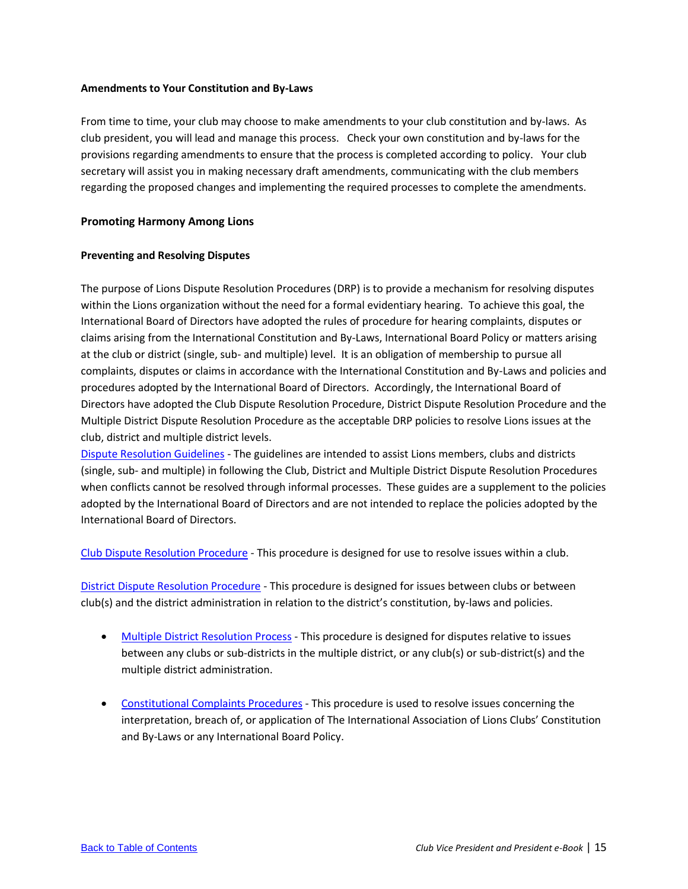**Amendments to Your Constitution and By-Laws**

From time to time, your club may choose to make amendments to your club constitution and by-laws. As club president, you will lead and manage this process. Check your own constitution and by-laws for the provisions regarding amendments to ensure that the process is completed according to policy. Your club secretary will assist you in making necessary draft amendments, communicating with the club members regarding the proposed changes and implementing the required processes to complete the amendments.

**Promoting Harmony Among Lions**

**Preventing and Resolving Disputes**

The purpose of Lions Dispute Resolution Procedures (DRP) is to provide a mechanism for resolving disputes within the Lions organization without the need for a formal evidentiary hearing. To achieve this goal, the International Board of Directors have adopted the rules of procedure for hearing complaints, disputes or claims arising from the International Constitution and By-Laws, International Board Policy or matters arising at the club or district (single, sub- and multiple) level. It is an obligation of membership to pursue all complaints, disputes or claims in accordance with the International Constitution and By-Laws and policies and procedures adopted by the International Board of Directors. Accordingly, the International Board of Directors have adopted the Club Dispute Resolution Procedure, District Dispute Resolution Procedure and the Multiple District Dispute Resolution Procedure as the acceptable DRP policies to resolve Lions issues at the club, district and multiple district levels.

Dispute Resolution Guidelines - The guidelines are intended to assist Lions members, clubs and districts (single, sub- and multiple) in following the Club, District and Multiple District Dispute Resolution Procedures when conflicts cannot be resolved through informal processes. These guides are a supplement to the policies adopted by the International Board of Directors and are not intended to replace the policies adopted by the International Board of Directors.

Club Dispute Resolution Procedure - This procedure is designed for use to resolve issues within a club.

District Dispute Resolution Procedure - This procedure is designed for issues between clubs or between club(s) and the district administration in relation to the district's constitution, by-laws and policies.

- Multiple District Resolution Process - This procedure is designed for disputes relative to issues between any clubs or sub-districts in the multiple district, or any club(s) or sub-district(s) and the multiple district administration.

- Constitutional Complaints Procedures - This procedure is used to resolve issues concerning the interpretation, breach of, or application of The International Association of Lions Clubs' Constitution and By-Laws or any International Board Policy.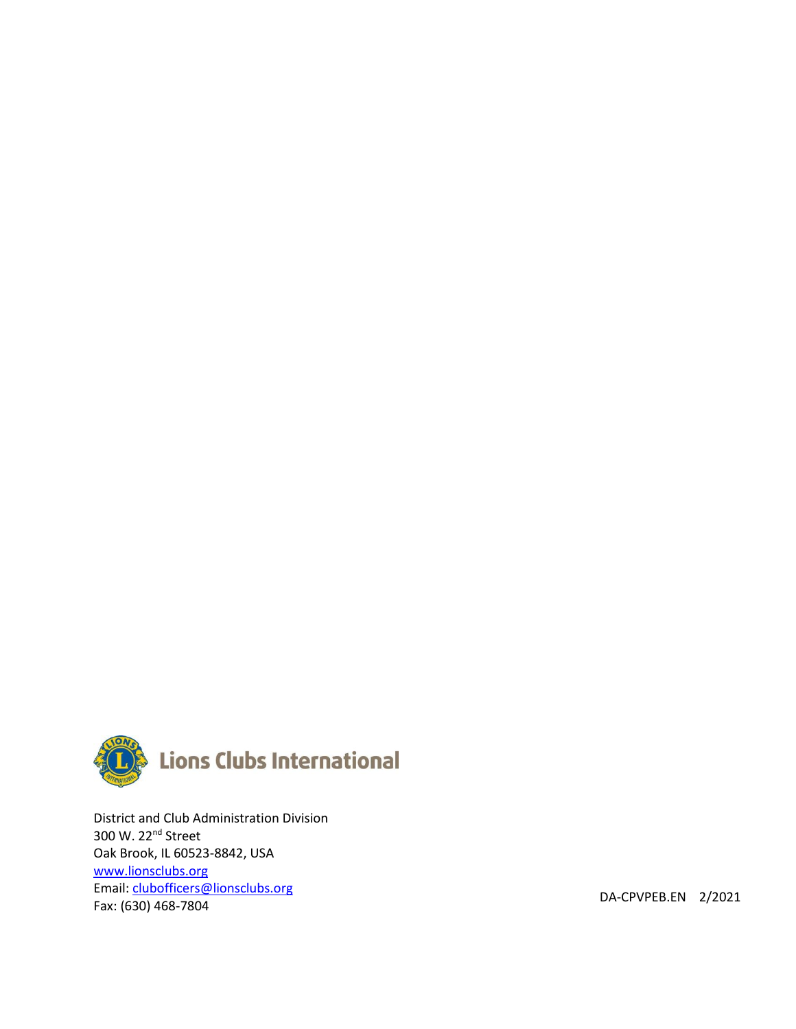Lions Clubs International

District and Club Administration Division
300 W. 22nd Street
Oak Brook, IL 60523-8842, USA
www.lionsclubs.org
Email: clubofficers@lionsclubs.org
Fax: (630) 468-7804

DA-CPVPEB.EN 2/2021